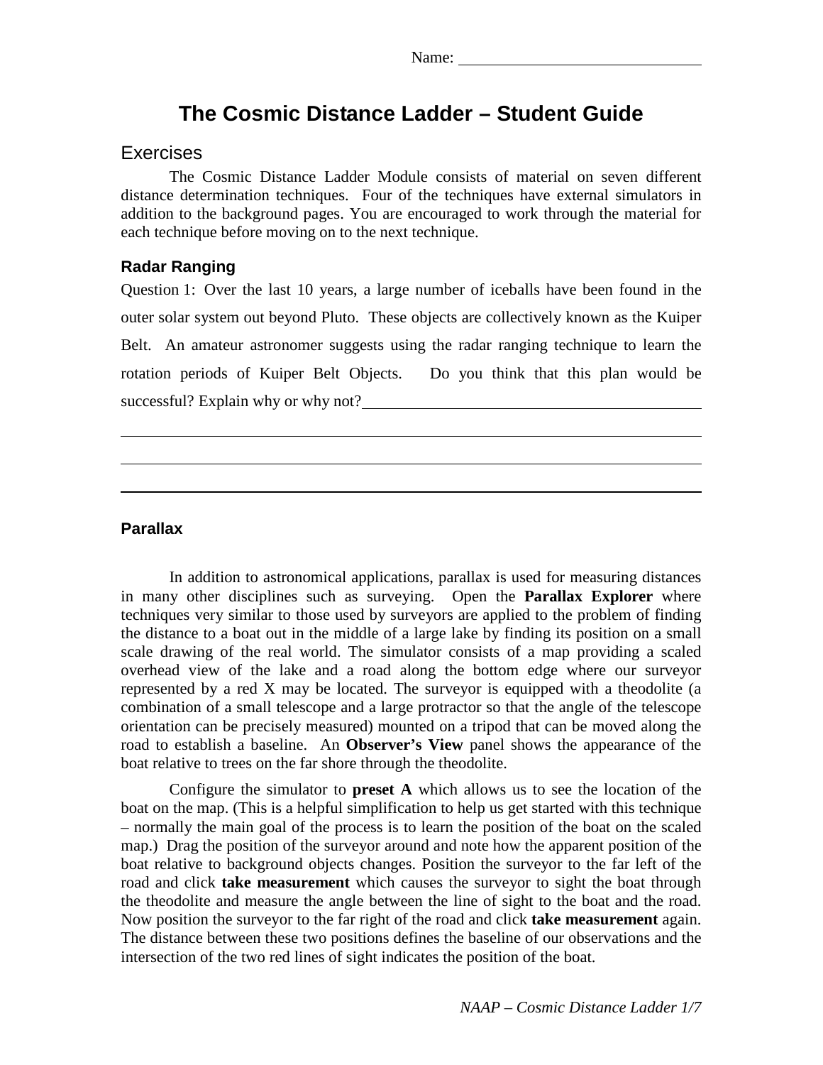Name: ______________________________

# The Cosmic Distance Ladder – Student Guide

## Exercises

The Cosmic Distance Ladder Module consists of material on seven different distance determination techniques. Four of the techniques have external simulators in addition to the background pages. You are encouraged to work through the material for each technique before moving on to the next technique.

### Radar Ranging

Question 1: Over the last 10 years, a large number of iceballs have been found in the outer solar system out beyond Pluto. These objects are collectively known as the Kuiper Belt. An amateur astronomer suggests using the radar ranging technique to learn the rotation periods of Kuiper Belt Objects. Do you think that this plan would be successful? Explain why or why not? ______________________________

______________________________

______________________________

______________________________

### Parallax

In addition to astronomical applications, parallax is used for measuring distances in many other disciplines such as surveying. Open the **Parallax Explorer** where techniques very similar to those used by surveyors are applied to the problem of finding the distance to a boat out in the middle of a large lake by finding its position on a small scale drawing of the real world. The simulator consists of a map providing a scaled overhead view of the lake and a road along the bottom edge where our surveyor represented by a red X may be located. The surveyor is equipped with a theodolite (a combination of a small telescope and a large protractor so that the angle of the telescope orientation can be precisely measured) mounted on a tripod that can be moved along the road to establish a baseline. An **Observer's View** panel shows the appearance of the boat relative to trees on the far shore through the theodolite.

Configure the simulator to **preset A** which allows us to see the location of the boat on the map. (This is a helpful simplification to help us get started with this technique – normally the main goal of the process is to learn the position of the boat on the scaled map.) Drag the position of the surveyor around and note how the apparent position of the boat relative to background objects changes. Position the surveyor to the far left of the road and click **take measurement** which causes the surveyor to sight the boat through the theodolite and measure the angle between the line of sight to the boat and the road. Now position the surveyor to the far right of the road and click **take measurement** again. The distance between these two positions defines the baseline of our observations and the intersection of the two red lines of sight indicates the position of the boat.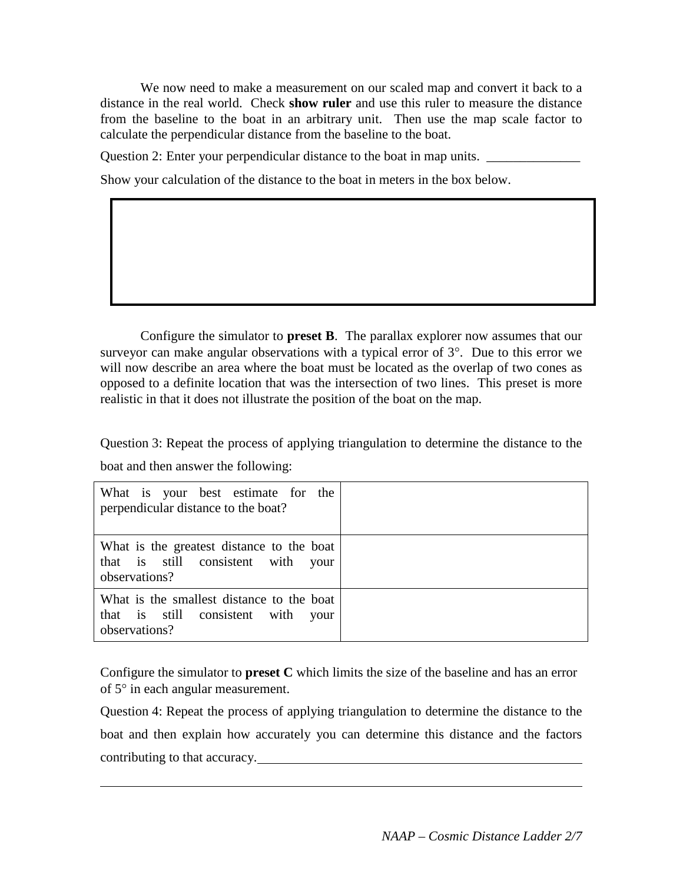We now need to make a measurement on our scaled map and convert it back to a distance in the real world. Check **show ruler** and use this ruler to measure the distance from the baseline to the boat in an arbitrary unit. Then use the map scale factor to calculate the perpendicular distance from the baseline to the boat.

Question 2: Enter your perpendicular distance to the boat in map units. ______________

Show your calculation of the distance to the boat in meters in the box below.

| |
|---|
| |

Configure the simulator to **preset B**. The parallax explorer now assumes that our surveyor can make angular observations with a typical error of 3°. Due to this error we will now describe an area where the boat must be located as the overlap of two cones as opposed to a definite location that was the intersection of two lines. This preset is more realistic in that it does not illustrate the position of the boat on the map.

Question 3: Repeat the process of applying triangulation to determine the distance to the boat and then answer the following:

| | |
|---|---|
| What is your best estimate for the perpendicular distance to the boat? | |
| What is the greatest distance to the boat that is still consistent with your observations? | |
| What is the smallest distance to the boat that is still consistent with your observations? | |

Configure the simulator to **preset C** which limits the size of the baseline and has an error of 5° in each angular measurement.

Question 4: Repeat the process of applying triangulation to determine the distance to the boat and then explain how accurately you can determine this distance and the factors contributing to that accuracy.______________________________________________

______________________________________________________________________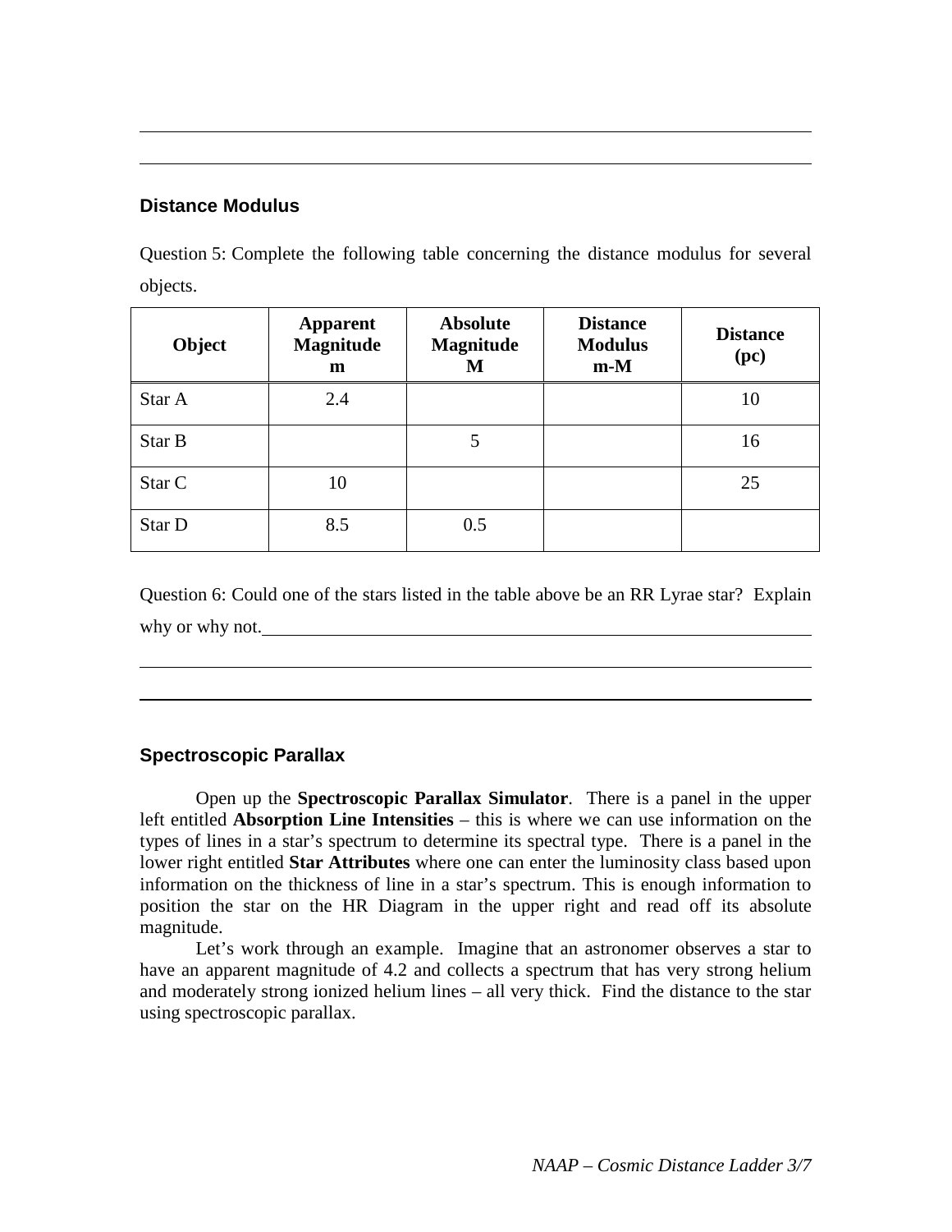## Distance Modulus

Question 5: Complete the following table concerning the distance modulus for several objects.

| Object | Apparent Magnitude m | Absolute Magnitude M | Distance Modulus m-M | Distance (pc) |
|---|---|---|---|---|
| Star A | 2.4 | | | 10 |
| Star B | | 5 | | 16 |
| Star C | 10 | | | 25 |
| Star D | 8.5 | 0.5 | | |

Question 6: Could one of the stars listed in the table above be an RR Lyrae star? Explain why or why not.

## Spectroscopic Parallax

Open up the **Spectroscopic Parallax Simulator**. There is a panel in the upper left entitled **Absorption Line Intensities** – this is where we can use information on the types of lines in a star's spectrum to determine its spectral type. There is a panel in the lower right entitled **Star Attributes** where one can enter the luminosity class based upon information on the thickness of line in a star's spectrum. This is enough information to position the star on the HR Diagram in the upper right and read off its absolute magnitude.

Let's work through an example. Imagine that an astronomer observes a star to have an apparent magnitude of 4.2 and collects a spectrum that has very strong helium and moderately strong ionized helium lines – all very thick. Find the distance to the star using spectroscopic parallax.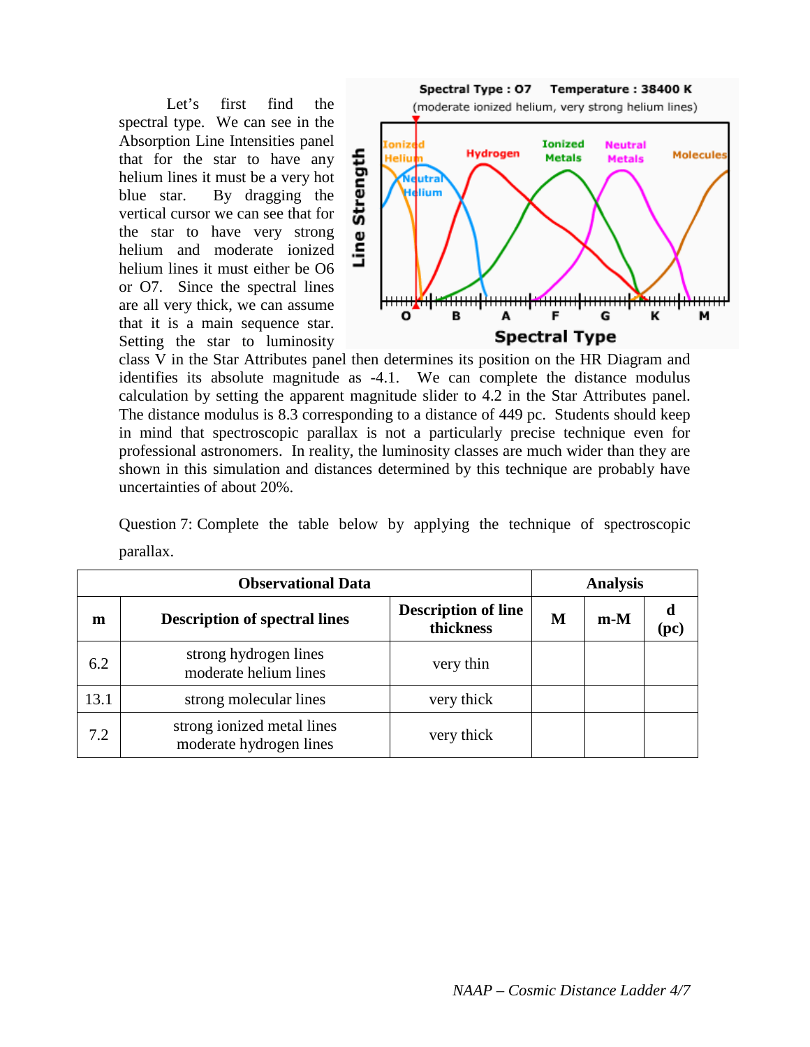Let's first find the spectral type. We can see in the Absorption Line Intensities panel that for the star to have any helium lines it must be a very hot blue star. By dragging the vertical cursor we can see that for the star to have very strong helium and moderate ionized helium lines it must either be O6 or O7. Since the spectral lines are all very thick, we can assume that it is a main sequence star. Setting the star to luminosity class V in the Star Attributes panel then determines its position on the HR Diagram and identifies its absolute magnitude as -4.1. We can complete the distance modulus calculation by setting the apparent magnitude slider to 4.2 in the Star Attributes panel. The distance modulus is 8.3 corresponding to a distance of 449 pc. Students should keep in mind that spectroscopic parallax is not a particularly precise technique even for professional astronomers. In reality, the luminosity classes are much wider than they are shown in this simulation and distances determined by this technique are probably have uncertainties of about 20%.

Question 7: Complete the table below by applying the technique of spectroscopic parallax.

| **Observational Data** | | | **Analysis** | | |
|---|---|---|---|---|---|
| **m** | **Description of spectral lines** | **Description of line thickness** | **M** | **m-M** | **d (pc)** |
| 6.2 | strong hydrogen lines<br>moderate helium lines | very thin | | | |
| 13.1 | strong molecular lines | very thick | | | |
| 7.2 | strong ionized metal lines<br>moderate hydrogen lines | very thick | | | |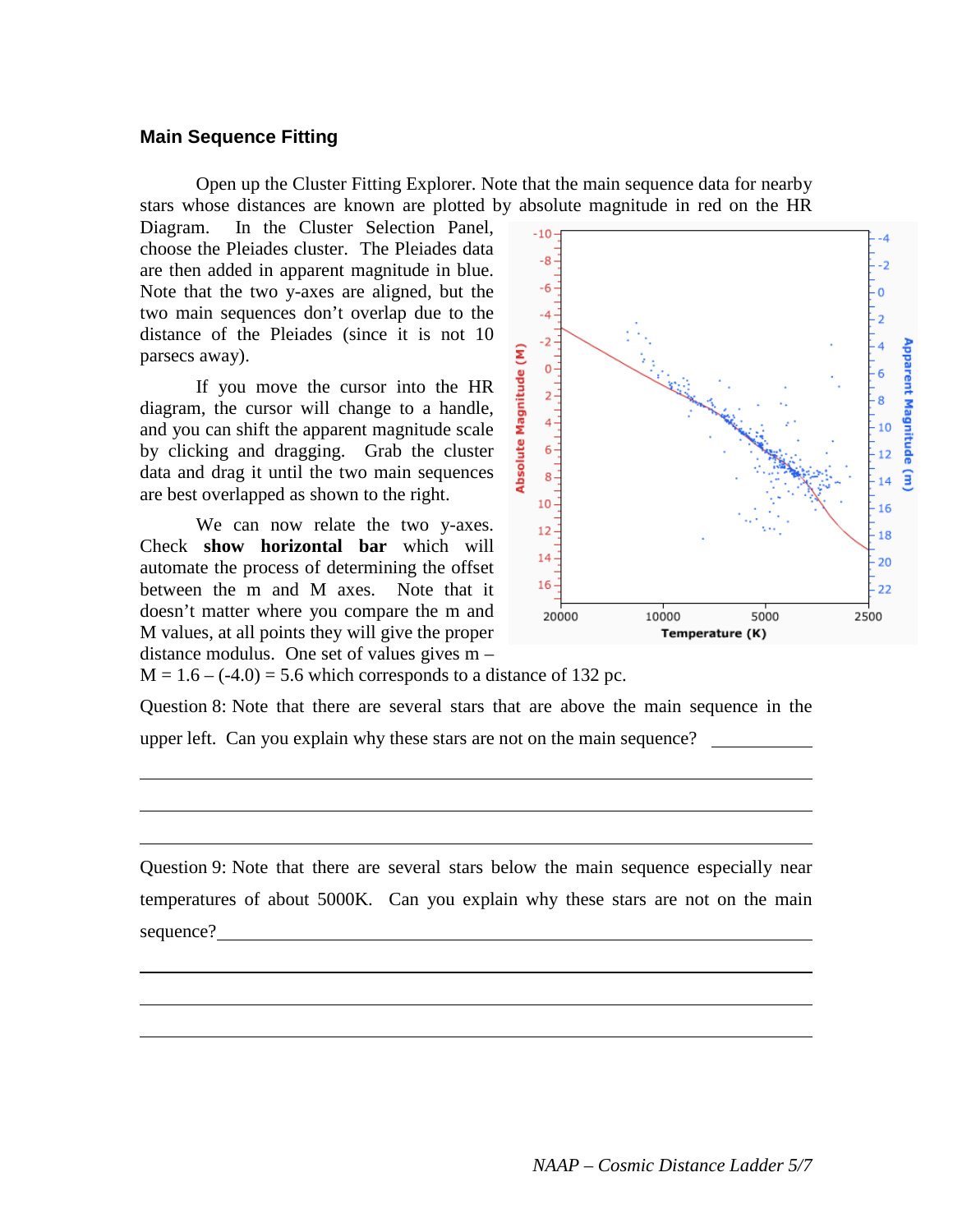### Main Sequence Fitting

Open up the Cluster Fitting Explorer. Note that the main sequence data for nearby stars whose distances are known are plotted by absolute magnitude in red on the HR Diagram. In the Cluster Selection Panel, choose the Pleiades cluster. The Pleiades data are then added in apparent magnitude in blue. Note that the two y-axes are aligned, but the two main sequences don't overlap due to the distance of the Pleiades (since it is not 10 parsecs away).

If you move the cursor into the HR diagram, the cursor will change to a handle, and you can shift the apparent magnitude scale by clicking and dragging. Grab the cluster data and drag it until the two main sequences are best overlapped as shown to the right.

We can now relate the two y-axes. Check **show horizontal bar** which will automate the process of determining the offset between the m and M axes. Note that it doesn't matter where you compare the m and M values, at all points they will give the proper distance modulus. One set of values gives $m - M = 1.6 - (-4.0) = 5.6$ which corresponds to a distance of 132 pc.

Question 8: Note that there are several stars that are above the main sequence in the upper left. Can you explain why these stars are not on the main sequence? ____________

______________________________________________________________________

______________________________________________________________________

______________________________________________________________________

Question 9: Note that there are several stars below the main sequence especially near temperatures of about 5000K. Can you explain why these stars are not on the main sequence?______________________________________________________________

______________________________________________________________________

______________________________________________________________________

______________________________________________________________________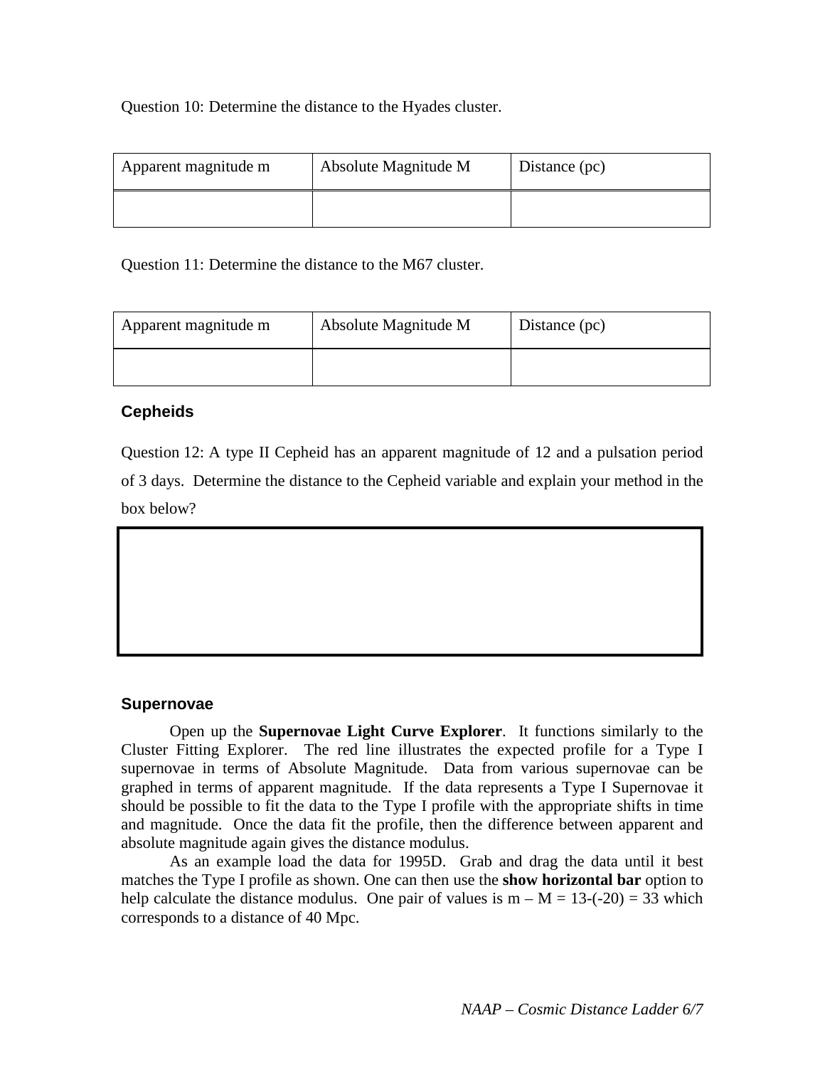Question 10: Determine the distance to the Hyades cluster.

| Apparent magnitude m | Absolute Magnitude M | Distance (pc) |
|---|---|---|
| | | |

Question 11: Determine the distance to the M67 cluster.

| Apparent magnitude m | Absolute Magnitude M | Distance (pc) |
|---|---|---|
| | | |

### Cepheids

Question 12: A type II Cepheid has an apparent magnitude of 12 and a pulsation period of 3 days. Determine the distance to the Cepheid variable and explain your method in the box below?

### Supernovae

Open up the **Supernovae Light Curve Explorer**. It functions similarly to the Cluster Fitting Explorer. The red line illustrates the expected profile for a Type I supernovae in terms of Absolute Magnitude. Data from various supernovae can be graphed in terms of apparent magnitude. If the data represents a Type I Supernovae it should be possible to fit the data to the Type I profile with the appropriate shifts in time and magnitude. Once the data fit the profile, then the difference between apparent and absolute magnitude again gives the distance modulus.

As an example load the data for 1995D. Grab and drag the data until it best matches the Type I profile as shown. One can then use the **show horizontal bar** option to help calculate the distance modulus. One pair of values is $m - M = 13-(-20) = 33$ which corresponds to a distance of 40 Mpc.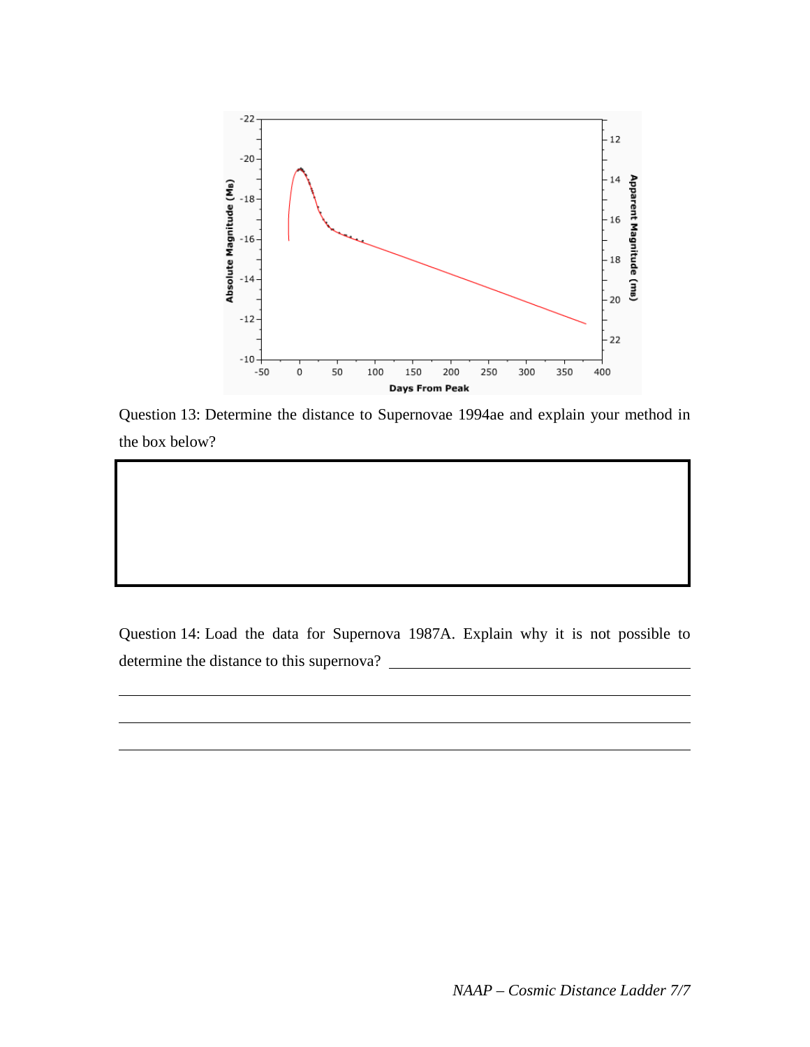-22
-20
-18
-16
-14
-12
-10

Absolute Magnitude ($M_B$)

12
14
16
18
20
22

Apparent Magnitude ($m_B$)

-50 0 50 100 150 200 250 300 350 400

Days From Peak

Question 13: Determine the distance to Supernovae 1994ae and explain your method in the box below?

Question 14: Load the data for Supernova 1987A. Explain why it is not possible to determine the distance to this supernova? ______________________________

______________________________________________________________

______________________________________________________________

______________________________________________________________